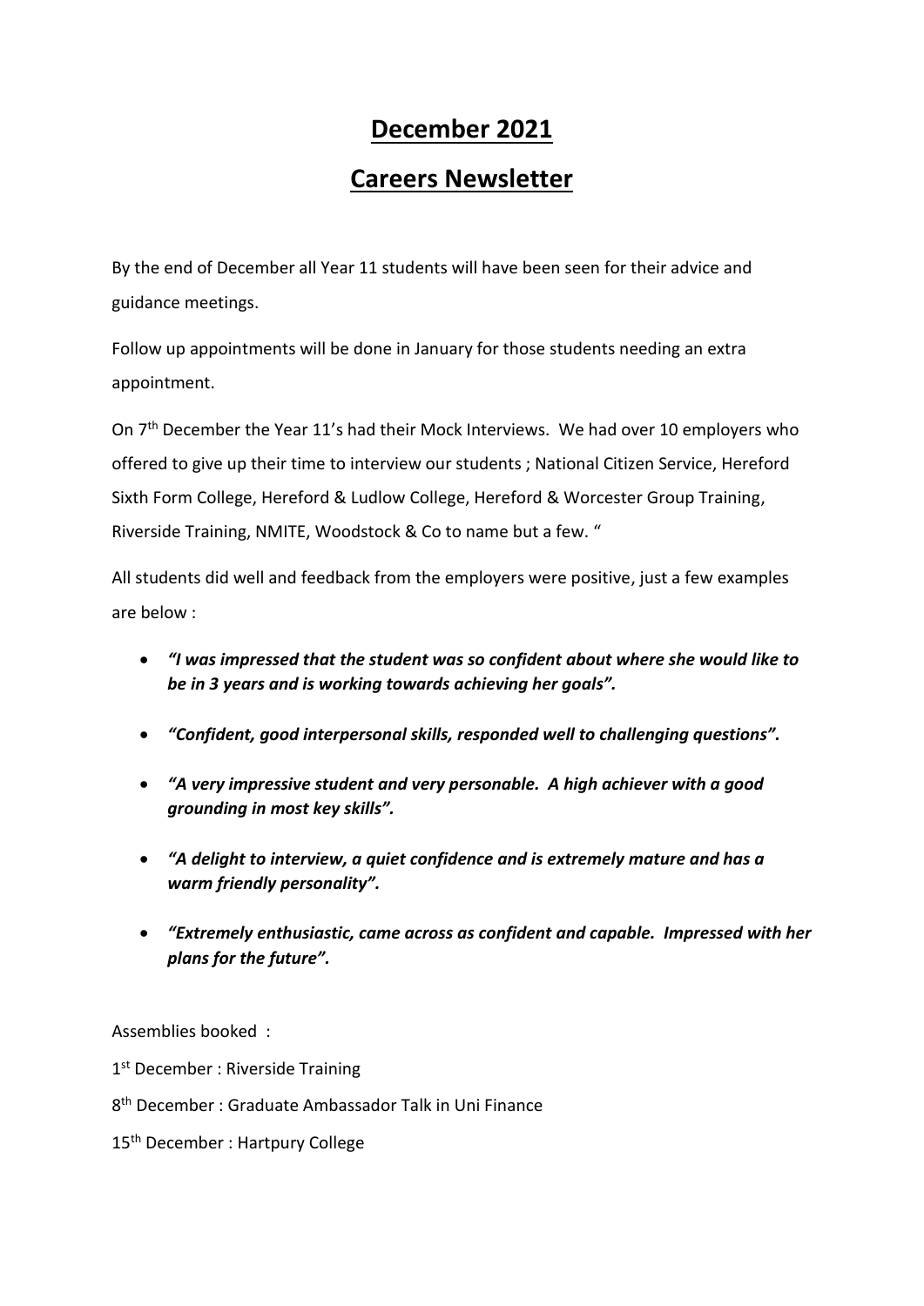# December 2021

# Careers Newsletter

By the end of December all Year 11 students will have been seen for their advice and guidance meetings.

Follow up appointments will be done in January for those students needing an extra appointment.

On 7th December the Year 11's had their Mock Interviews. We had over 10 employers who offered to give up their time to interview our students ; National Citizen Service, Hereford Sixth Form College, Hereford & Ludlow College, Hereford & Worcester Group Training, Riverside Training, NMITE, Woodstock & Co to name but a few. "

All students did well and feedback from the employers were positive, just a few examples are below :

- ***"I was impressed that the student was so confident about where she would like to be in 3 years and is working towards achieving her goals".***
- ***"Confident, good interpersonal skills, responded well to challenging questions".***
- ***"A very impressive student and very personable. A high achiever with a good grounding in most key skills".***
- ***"A delight to interview, a quiet confidence and is extremely mature and has a warm friendly personality".***
- ***"Extremely enthusiastic, came across as confident and capable. Impressed with her plans for the future".***

Assemblies booked :

1st December : Riverside Training

8th December : Graduate Ambassador Talk in Uni Finance

15th December : Hartpury College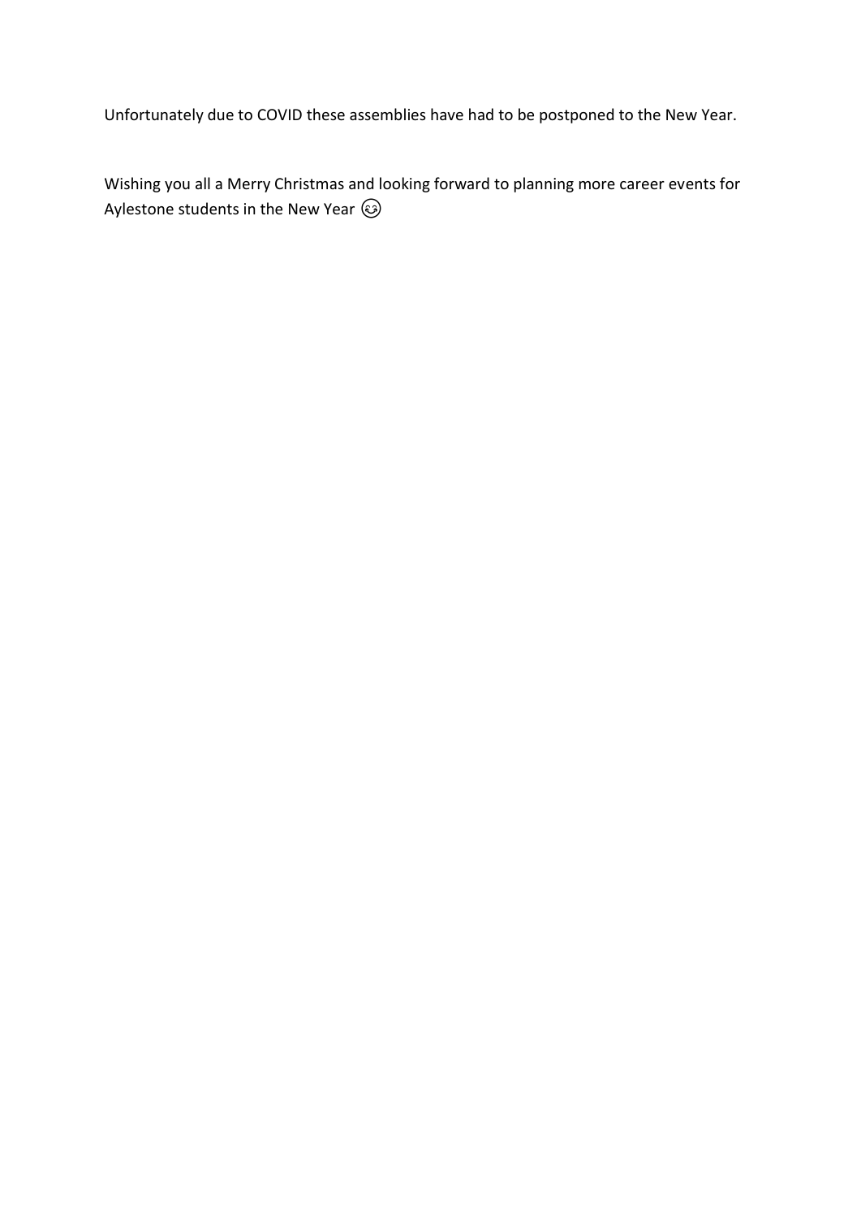Unfortunately due to COVID these assemblies have had to be postponed to the New Year.

Wishing you all a Merry Christmas and looking forward to planning more career events for Aylestone students in the New Year 😊